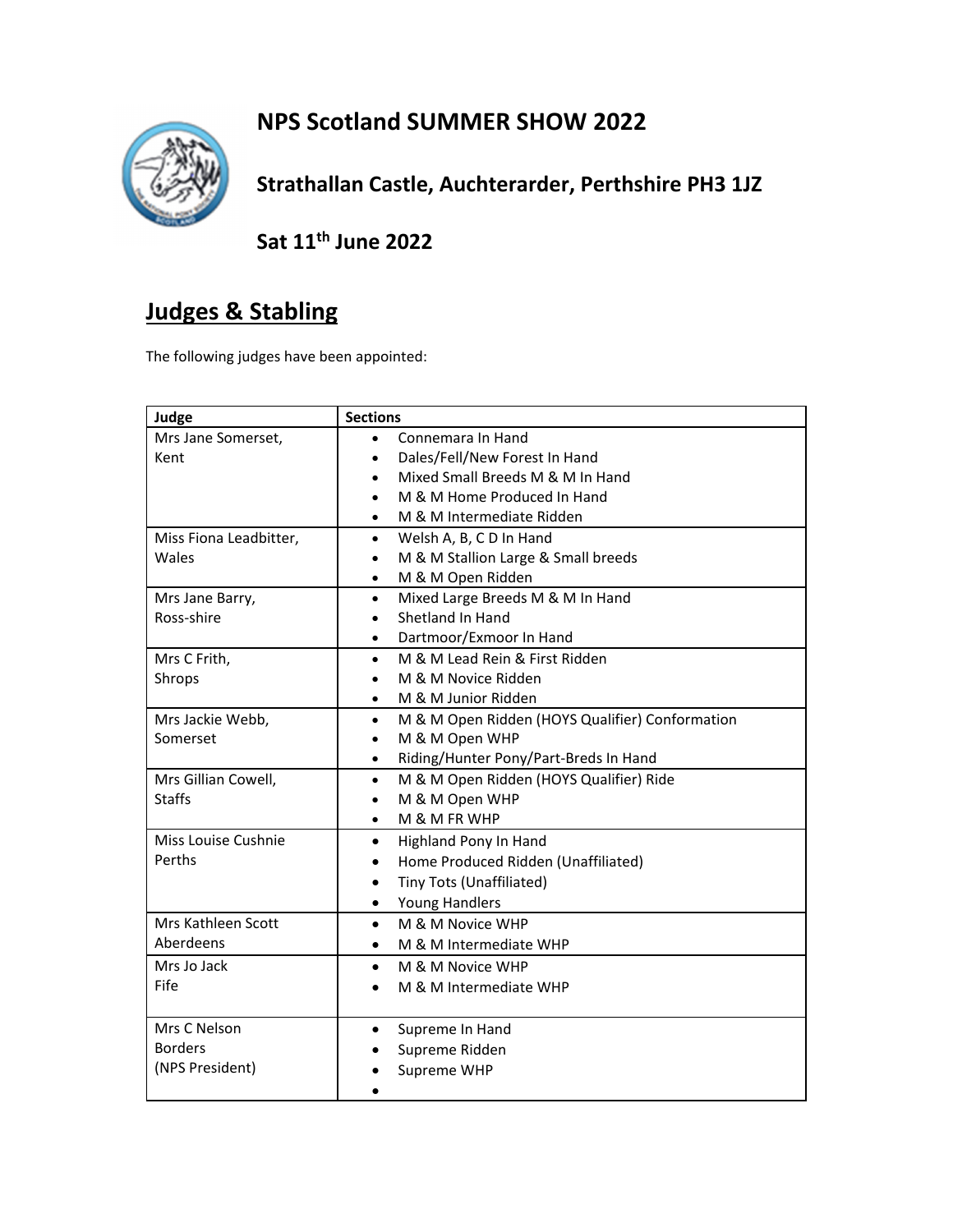# NPS Scotland SUMMER SHOW 2022

## Strathallan Castle, Auchterarder, Perthshire PH3 1JZ

## Sat 11th June 2022

## Judges & Stabling

The following judges have been appointed:

| Judge | Sections |
|---|---|
| Mrs Jane Somerset, Kent | • Connemara In Hand<br>• Dales/Fell/New Forest In Hand<br>• Mixed Small Breeds M & M In Hand<br>• M & M Home Produced In Hand<br>• M & M Intermediate Ridden |
| Miss Fiona Leadbitter, Wales | • Welsh A, B, C D In Hand<br>• M & M Stallion Large & Small breeds<br>• M & M Open Ridden |
| Mrs Jane Barry, Ross-shire | • Mixed Large Breeds M & M In Hand<br>• Shetland In Hand<br>• Dartmoor/Exmoor In Hand |
| Mrs C Frith, Shrops | • M & M Lead Rein & First Ridden<br>• M & M Novice Ridden<br>• M & M Junior Ridden |
| Mrs Jackie Webb, Somerset | • M & M Open Ridden (HOYS Qualifier) Conformation<br>• M & M Open WHP<br>• Riding/Hunter Pony/Part-Breds In Hand |
| Mrs Gillian Cowell, Staffs | • M & M Open Ridden (HOYS Qualifier) Ride<br>• M & M Open WHP<br>• M & M FR WHP |
| Miss Louise Cushnie Perths | • Highland Pony In Hand<br>• Home Produced Ridden (Unaffiliated)<br>• Tiny Tots (Unaffiliated)<br>• Young Handlers |
| Mrs Kathleen Scott Aberdeens | • M & M Novice WHP<br>• M & M Intermediate WHP |
| Mrs Jo Jack Fife | • M & M Novice WHP<br>• M & M Intermediate WHP |
| Mrs C Nelson Borders (NPS President) | • Supreme In Hand<br>• Supreme Ridden<br>• Supreme WHP |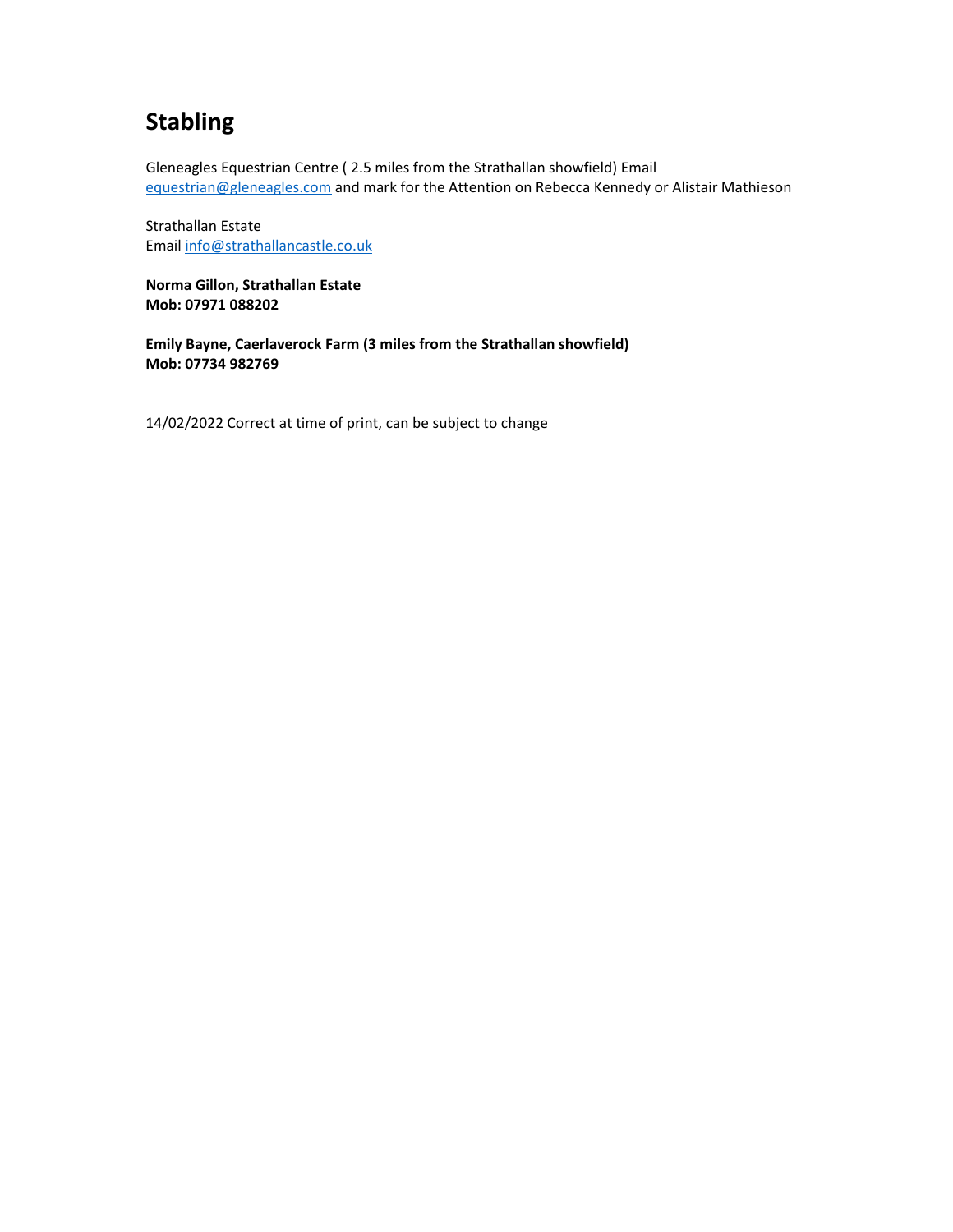# Stabling

Gleneagles Equestrian Centre ( 2.5 miles from the Strathallan showfield) Email equestrian@gleneagles.com and mark for the Attention on Rebecca Kennedy or Alistair Mathieson

Strathallan Estate
Email info@strathallancastle.co.uk

**Norma Gillon, Strathallan Estate**
**Mob: 07971 088202**

**Emily Bayne, Caerlaverock Farm (3 miles from the Strathallan showfield)**
**Mob: 07734 982769**

14/02/2022 Correct at time of print, can be subject to change